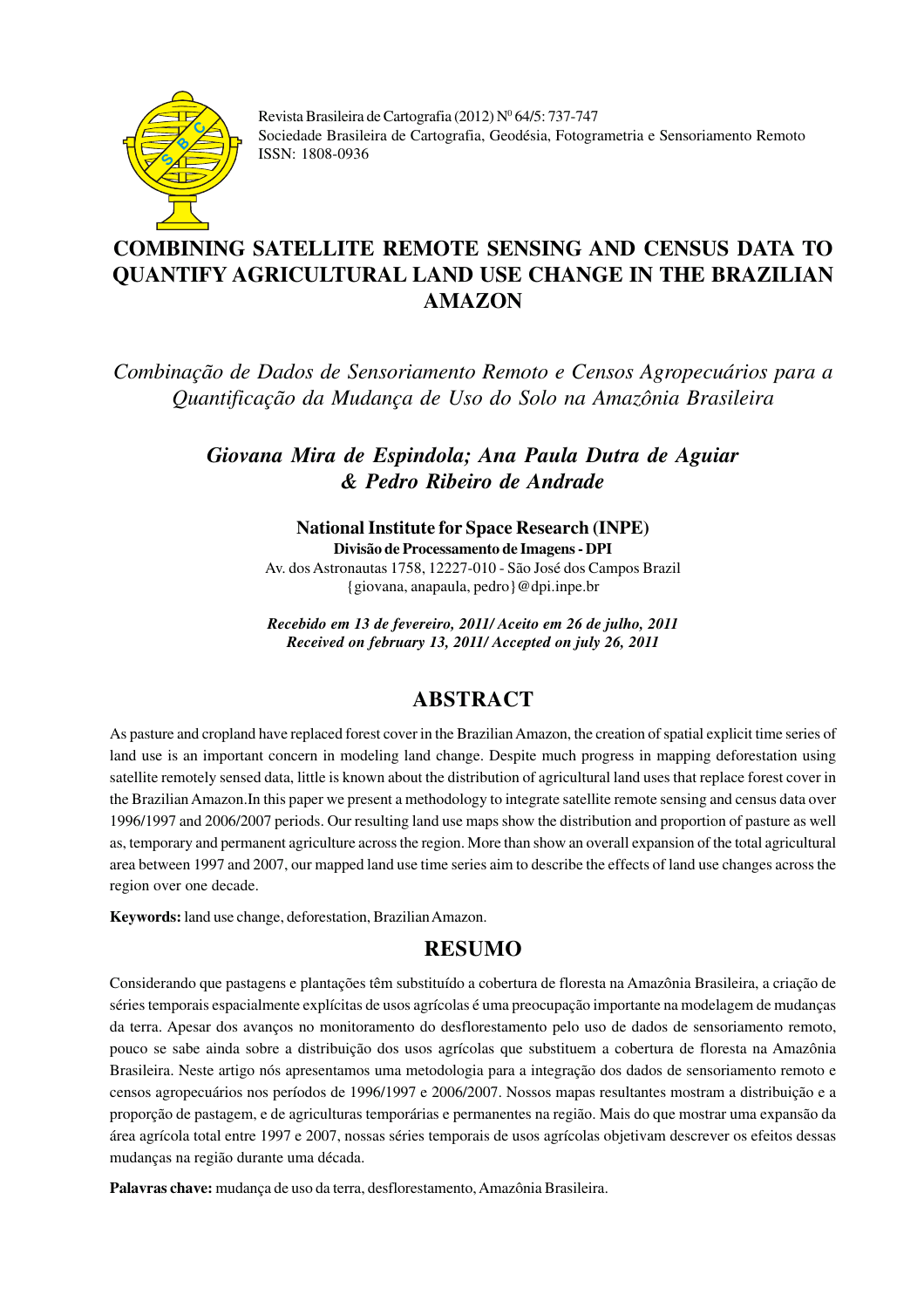Revista Brasileira de Cartografia (2012) N[0] 64/5: 737-747
Sociedade Brasileira de Cartografia, Geodésia, Fotogrametria e Sensoriamento Remoto
ISSN: 1808-0936

# COMBINING SATELLITE REMOTE SENSING AND CENSUS DATA TO QUANTIFY AGRICULTURAL LAND USE CHANGE IN THE BRAZILIAN AMAZON

*Combinação de Dados de Sensoriamento Remoto e Censos Agropecuários para a Quantificação da Mudança de Uso do Solo na Amazônia Brasileira*

***Giovana Mira de Espindola; Ana Paula Dutra de Aguiar & Pedro Ribeiro de Andrade***

**National Institute for Space Research (INPE)**
**Divisão de Processamento de Imagens - DPI**
Av. dos Astronautas 1758, 12227-010 - São José dos Campos Brazil
{giovana, anapaula, pedro}@dpi.inpe.br

***Recebido em 13 de fevereiro, 2011/ Aceito em 26 de julho, 2011***
***Received on february 13, 2011/ Accepted on july 26, 2011***

## ABSTRACT

As pasture and cropland have replaced forest cover in the Brazilian Amazon, the creation of spatial explicit time series of land use is an important concern in modeling land change. Despite much progress in mapping deforestation using satellite remotely sensed data, little is known about the distribution of agricultural land uses that replace forest cover in the Brazilian Amazon.In this paper we present a methodology to integrate satellite remote sensing and census data over 1996/1997 and 2006/2007 periods. Our resulting land use maps show the distribution and proportion of pasture as well as, temporary and permanent agriculture across the region. More than show an overall expansion of the total agricultural area between 1997 and 2007, our mapped land use time series aim to describe the effects of land use changes across the region over one decade.

**Keywords:** land use change, deforestation, Brazilian Amazon.

## RESUMO

Considerando que pastagens e plantações têm substituído a cobertura de floresta na Amazônia Brasileira, a criação de séries temporais espacialmente explícitas de usos agrícolas é uma preocupação importante na modelagem de mudanças da terra. Apesar dos avanços no monitoramento do desflorestamento pelo uso de dados de sensoriamento remoto, pouco se sabe ainda sobre a distribuição dos usos agrícolas que substituem a cobertura de floresta na Amazônia Brasileira. Neste artigo nós apresentamos uma metodologia para a integração dos dados de sensoriamento remoto e censos agropecuários nos períodos de 1996/1997 e 2006/2007. Nossos mapas resultantes mostram a distribuição e a proporção de pastagem, e de agriculturas temporárias e permanentes na região. Mais do que mostrar uma expansão da área agrícola total entre 1997 e 2007, nossas séries temporais de usos agrícolas objetivam descrever os efeitos dessas mudanças na região durante uma década.

**Palavras chave:** mudança de uso da terra, desflorestamento, Amazônia Brasileira.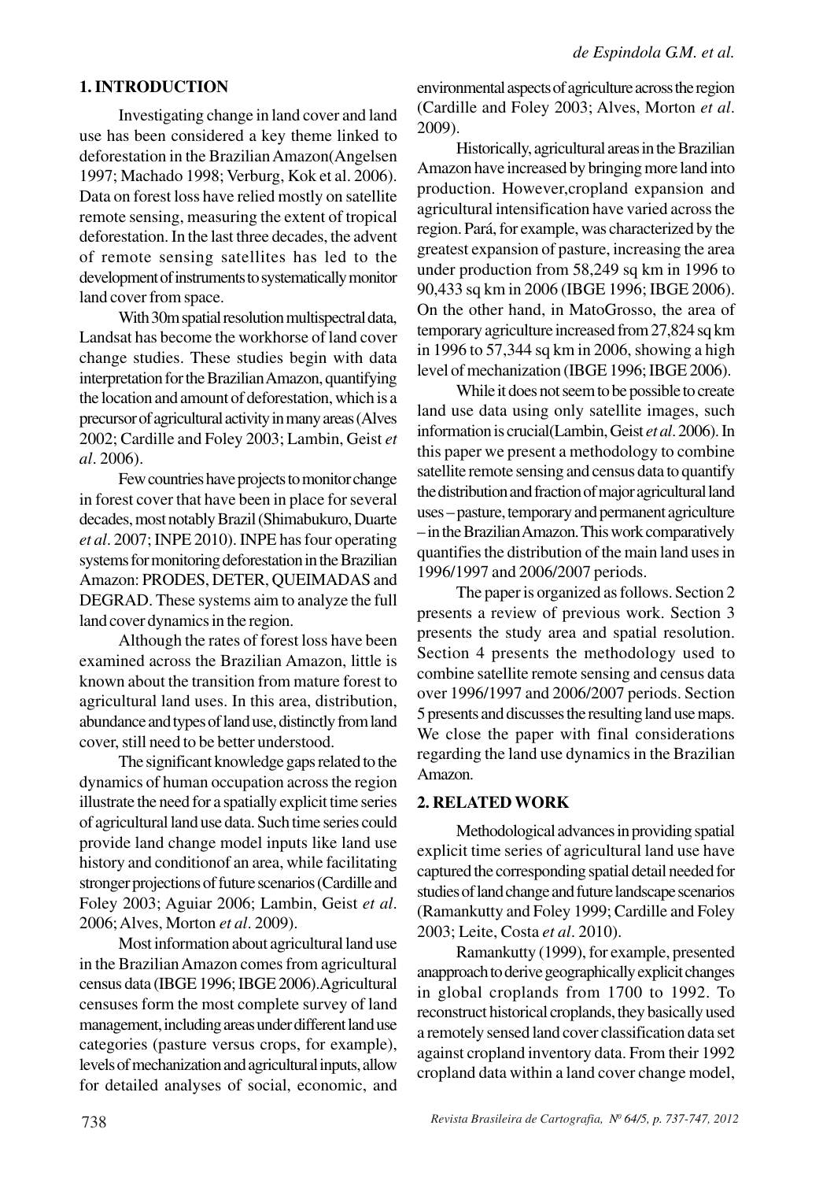## 1. INTRODUCTION

Investigating change in land cover and land use has been considered a key theme linked to deforestation in the Brazilian Amazon(Angelsen 1997; Machado 1998; Verburg, Kok et al. 2006). Data on forest loss have relied mostly on satellite remote sensing, measuring the extent of tropical deforestation. In the last three decades, the advent of remote sensing satellites has led to the development of instruments to systematically monitor land cover from space.

With 30m spatial resolution multispectral data, Landsat has become the workhorse of land cover change studies. These studies begin with data interpretation for the Brazilian Amazon, quantifying the location and amount of deforestation, which is a precursor of agricultural activity in many areas (Alves 2002; Cardille and Foley 2003; Lambin, Geist *et al*. 2006).

Few countries have projects to monitor change in forest cover that have been in place for several decades, most notably Brazil (Shimabukuro, Duarte *et al*. 2007; INPE 2010). INPE has four operating systems for monitoring deforestation in the Brazilian Amazon: PRODES, DETER, QUEIMADAS and DEGRAD. These systems aim to analyze the full land cover dynamics in the region.

Although the rates of forest loss have been examined across the Brazilian Amazon, little is known about the transition from mature forest to agricultural land uses. In this area, distribution, abundance and types of land use, distinctly from land cover, still need to be better understood.

The significant knowledge gaps related to the dynamics of human occupation across the region illustrate the need for a spatially explicit time series of agricultural land use data. Such time series could provide land change model inputs like land use history and conditionof an area, while facilitating stronger projections of future scenarios (Cardille and Foley 2003; Aguiar 2006; Lambin, Geist *et al*. 2006; Alves, Morton *et al*. 2009).

Most information about agricultural land use in the Brazilian Amazon comes from agricultural census data (IBGE 1996; IBGE 2006).Agricultural censuses form the most complete survey of land management, including areas under different land use categories (pasture versus crops, for example), levels of mechanization and agricultural inputs, allow for detailed analyses of social, economic, and environmental aspects of agriculture across the region (Cardille and Foley 2003; Alves, Morton *et al*. 2009).

Historically, agricultural areas in the Brazilian Amazon have increased by bringing more land into production. However,cropland expansion and agricultural intensification have varied across the region. Pará, for example, was characterized by the greatest expansion of pasture, increasing the area under production from 58,249 sq km in 1996 to 90,433 sq km in 2006 (IBGE 1996; IBGE 2006). On the other hand, in MatoGrosso, the area of temporary agriculture increased from 27,824 sq km in 1996 to 57,344 sq km in 2006, showing a high level of mechanization (IBGE 1996; IBGE 2006).

While it does not seem to be possible to create land use data using only satellite images, such information is crucial(Lambin, Geist *et al*. 2006). In this paper we present a methodology to combine satellite remote sensing and census data to quantify the distribution and fraction of major agricultural land uses – pasture, temporary and permanent agriculture – in the Brazilian Amazon. This work comparatively quantifies the distribution of the main land uses in 1996/1997 and 2006/2007 periods.

The paper is organized as follows. Section 2 presents a review of previous work. Section 3 presents the study area and spatial resolution. Section 4 presents the methodology used to combine satellite remote sensing and census data over 1996/1997 and 2006/2007 periods. Section 5 presents and discusses the resulting land use maps. We close the paper with final considerations regarding the land use dynamics in the Brazilian Amazon.

## 2. RELATED WORK

Methodological advances in providing spatial explicit time series of agricultural land use have captured the corresponding spatial detail needed for studies of land change and future landscape scenarios (Ramankutty and Foley 1999; Cardille and Foley 2003; Leite, Costa *et al*. 2010).

Ramankutty (1999), for example, presented anapproach to derive geographically explicit changes in global croplands from 1700 to 1992. To reconstruct historical croplands, they basically used a remotely sensed land cover classification data set against cropland inventory data. From their 1992 cropland data within a land cover change model,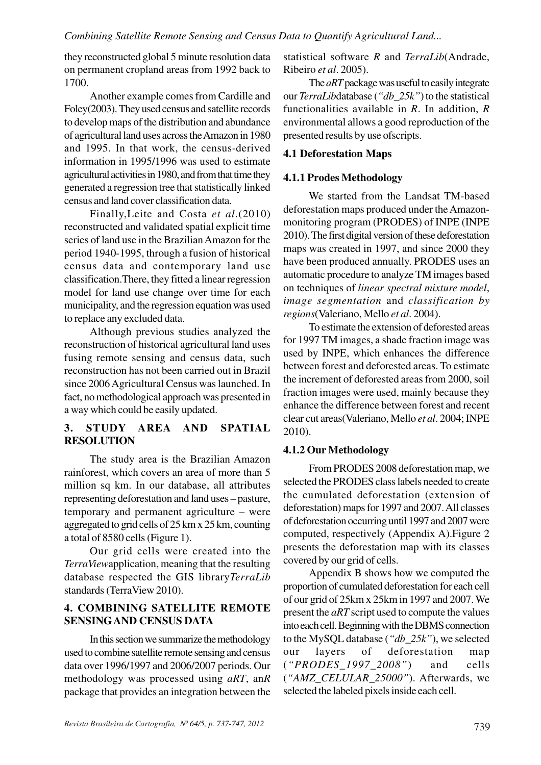they reconstructed global 5 minute resolution data on permanent cropland areas from 1992 back to 1700.

Another example comes from Cardille and Foley(2003). They used census and satellite records to develop maps of the distribution and abundance of agricultural land uses across the Amazon in 1980 and 1995. In that work, the census-derived information in 1995/1996 was used to estimate agricultural activities in 1980, and from that time they generated a regression tree that statistically linked census and land cover classification data.

Finally,Leite and Costa *et al*.(2010) reconstructed and validated spatial explicit time series of land use in the Brazilian Amazon for the period 1940-1995, through a fusion of historical census data and contemporary land use classification.There, they fitted a linear regression model for land use change over time for each municipality, and the regression equation was used to replace any excluded data.

Although previous studies analyzed the reconstruction of historical agricultural land uses fusing remote sensing and census data, such reconstruction has not been carried out in Brazil since 2006 Agricultural Census was launched. In fact, no methodological approach was presented in a way which could be easily updated.

## 3. STUDY AREA AND SPATIAL RESOLUTION

The study area is the Brazilian Amazon rainforest, which covers an area of more than 5 million sq km. In our database, all attributes representing deforestation and land uses – pasture, temporary and permanent agriculture – were aggregated to grid cells of 25 km x 25 km, counting a total of 8580 cells (Figure 1).

Our grid cells were created into the *TerraView*application, meaning that the resulting database respected the GIS library*TerraLib* standards (TerraView 2010).

## 4. COMBINING SATELLITE REMOTE SENSING AND CENSUS DATA

In this section we summarize the methodology used to combine satellite remote sensing and census data over 1996/1997 and 2006/2007 periods. Our methodology was processed using *aRT*, an*R* package that provides an integration between the statistical software *R* and *TerraLib*(Andrade, Ribeiro *et al*. 2005).

The *aRT* package was useful to easily integrate our *TerraLib*database (*"db_25k"*) to the statistical functionalities available in *R*. In addition, *R* environmental allows a good reproduction of the presented results by use ofscripts.

### 4.1 Deforestation Maps

#### 4.1.1 Prodes Methodology

We started from the Landsat TM-based deforestation maps produced under the Amazon-monitoring program (PRODES) of INPE (INPE 2010). The first digital version of these deforestation maps was created in 1997, and since 2000 they have been produced annually. PRODES uses an automatic procedure to analyze TM images based on techniques of *linear spectral mixture model*, *image segmentation* and *classification by regions*(Valeriano, Mello *et al*. 2004).

To estimate the extension of deforested areas for 1997 TM images, a shade fraction image was used by INPE, which enhances the difference between forest and deforested areas. To estimate the increment of deforested areas from 2000, soil fraction images were used, mainly because they enhance the difference between forest and recent clear cut areas(Valeriano, Mello *et al*. 2004; INPE 2010).

#### 4.1.2 Our Methodology

From PRODES 2008 deforestation map, we selected the PRODES class labels needed to create the cumulated deforestation (extension of deforestation) maps for 1997 and 2007. All classes of deforestation occurring until 1997 and 2007 were computed, respectively (Appendix A).Figure 2 presents the deforestation map with its classes covered by our grid of cells.

Appendix B shows how we computed the proportion of cumulated deforestation for each cell of our grid of 25km x 25km in 1997 and 2007. We present the *aRT* script used to compute the values into each cell. Beginning with the DBMS connection to the MySQL database (*"db_25k"*), we selected our layers of deforestation map (*"PRODES_1997_2008"*) and cells (*"AMZ_CELULAR_25000"*). Afterwards, we selected the labeled pixels inside each cell.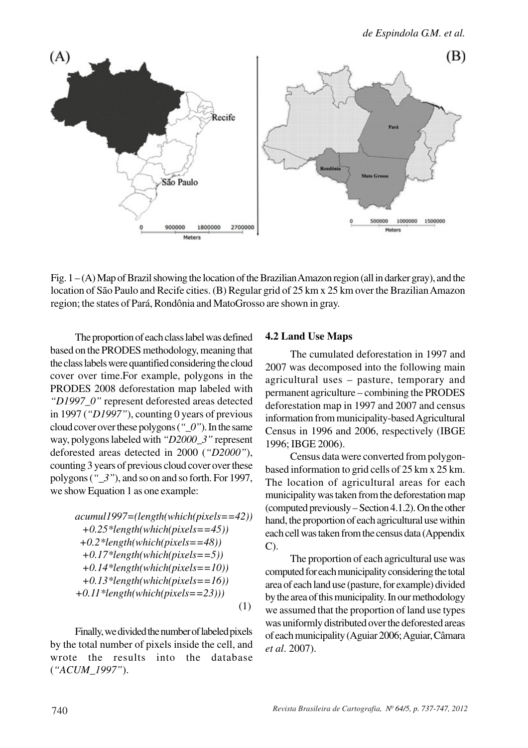Fig. 1 – (A) Map of Brazil showing the location of the Brazilian Amazon region (all in darker gray), and the location of São Paulo and Recife cities. (B) Regular grid of 25 km x 25 km over the Brazilian Amazon region; the states of Pará, Rondônia and MatoGrosso are shown in gray.

The proportion of each class label was defined based on the PRODES methodology, meaning that the class labels were quantified considering the cloud cover over time.For example, polygons in the PRODES 2008 deforestation map labeled with *"D1997_0"* represent deforested areas detected in 1997 (*"D1997"*), counting 0 years of previous cloud cover over these polygons (*"_0"*). In the same way, polygons labeled with *"D2000_3"* represent deforested areas detected in 2000 (*"D2000"*), counting 3 years of previous cloud cover over these polygons (*"_3"*), and so on and so forth. For 1997, we show Equation 1 as one example:

*acumul1997=(length(which(pixels==42))*
*+0.25*length(which(pixels==45))*
*+0.2*length(which(pixels==48))*
*+0.17*length(which(pixels==5))*
*+0.14*length(which(pixels==10))*
*+0.13*length(which(pixels==16))*
*+0.11*length(which(pixels==23)))* (1)

Finally, we divided the number of labeled pixels by the total number of pixels inside the cell, and wrote the results into the database (*"ACUM_1997"*).

### 4.2 Land Use Maps

The cumulated deforestation in 1997 and 2007 was decomposed into the following main agricultural uses – pasture, temporary and permanent agriculture – combining the PRODES deforestation map in 1997 and 2007 and census information from municipality-based Agricultural Census in 1996 and 2006, respectively (IBGE 1996; IBGE 2006).

Census data were converted from polygon-based information to grid cells of 25 km x 25 km. The location of agricultural areas for each municipality was taken from the deforestation map (computed previously – Section 4.1.2). On the other hand, the proportion of each agricultural use within each cell was taken from the census data (Appendix C).

The proportion of each agricultural use was computed for each municipality considering the total area of each land use (pasture, for example) divided by the area of this municipality. In our methodology we assumed that the proportion of land use types was uniformly distributed over the deforested areas of each municipality (Aguiar 2006; Aguiar, Câmara *et al*. 2007).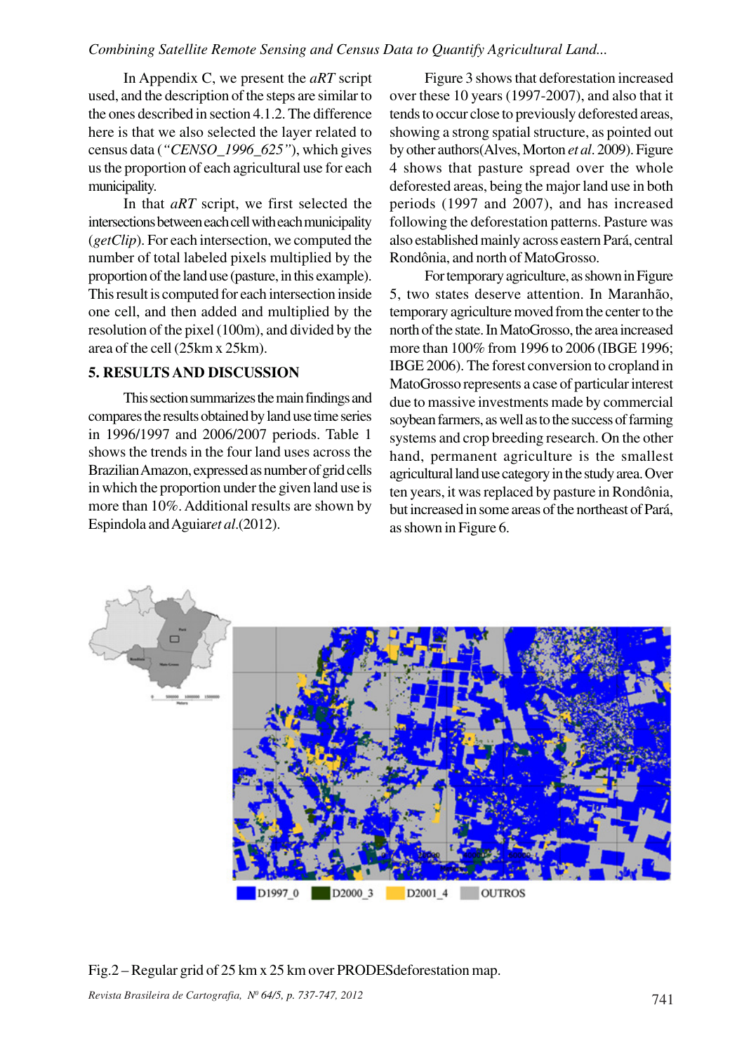In Appendix C, we present the *aRT* script used, and the description of the steps are similar to the ones described in section 4.1.2. The difference here is that we also selected the layer related to census data (*"CENSO_1996_625"*), which gives us the proportion of each agricultural use for each municipality.

In that *aRT* script, we first selected the intersections between each cell with each municipality (*getClip*). For each intersection, we computed the number of total labeled pixels multiplied by the proportion of the land use (pasture, in this example). This result is computed for each intersection inside one cell, and then added and multiplied by the resolution of the pixel (100m), and divided by the area of the cell (25km x 25km).

## 5. RESULTS AND DISCUSSION

This section summarizes the main findings and compares the results obtained by land use time series in 1996/1997 and 2006/2007 periods. Table 1 shows the trends in the four land uses across the Brazilian Amazon, expressed as number of grid cells in which the proportion under the given land use is more than 10%. Additional results are shown by Espindola and Aguiar*et al*.(2012).

Figure 3 shows that deforestation increased over these 10 years (1997-2007), and also that it tends to occur close to previously deforested areas, showing a strong spatial structure, as pointed out by other authors(Alves, Morton *et al*. 2009). Figure 4 shows that pasture spread over the whole deforested areas, being the major land use in both periods (1997 and 2007), and has increased following the deforestation patterns. Pasture was also established mainly across eastern Pará, central Rondônia, and north of MatoGrosso.

For temporary agriculture, as shown in Figure 5, two states deserve attention. In Maranhão, temporary agriculture moved from the center to the north of the state. In MatoGrosso, the area increased more than 100% from 1996 to 2006 (IBGE 1996; IBGE 2006). The forest conversion to cropland in MatoGrosso represents a case of particular interest due to massive investments made by commercial soybean farmers, as well as to the success of farming systems and crop breeding research. On the other hand, permanent agriculture is the smallest agricultural land use category in the study area. Over ten years, it was replaced by pasture in Rondônia, but increased in some areas of the northeast of Pará, as shown in Figure 6.

Fig.2 – Regular grid of 25 km x 25 km over PRODESdeforestation map.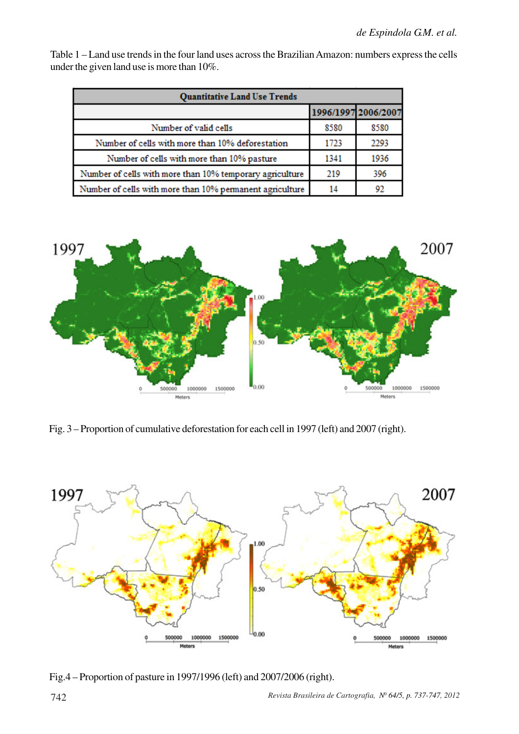Table 1 – Land use trends in the four land uses across the Brazilian Amazon: numbers express the cells under the given land use is more than 10%.

| Quantitative Land Use Trends | | |
|---|---|---|
| | 1996/1997 | 2006/2007 |
| Number of valid cells | 8580 | 8580 |
| Number of cells with more than 10% deforestation | 1723 | 2293 |
| Number of cells with more than 10% pasture | 1341 | 1936 |
| Number of cells with more than 10% temporary agriculture | 219 | 396 |
| Number of cells with more than 10% permanent agriculture | 14 | 92 |

Fig. 3 – Proportion of cumulative deforestation for each cell in 1997 (left) and 2007 (right).

Fig.4 – Proportion of pasture in 1997/1996 (left) and 2007/2006 (right).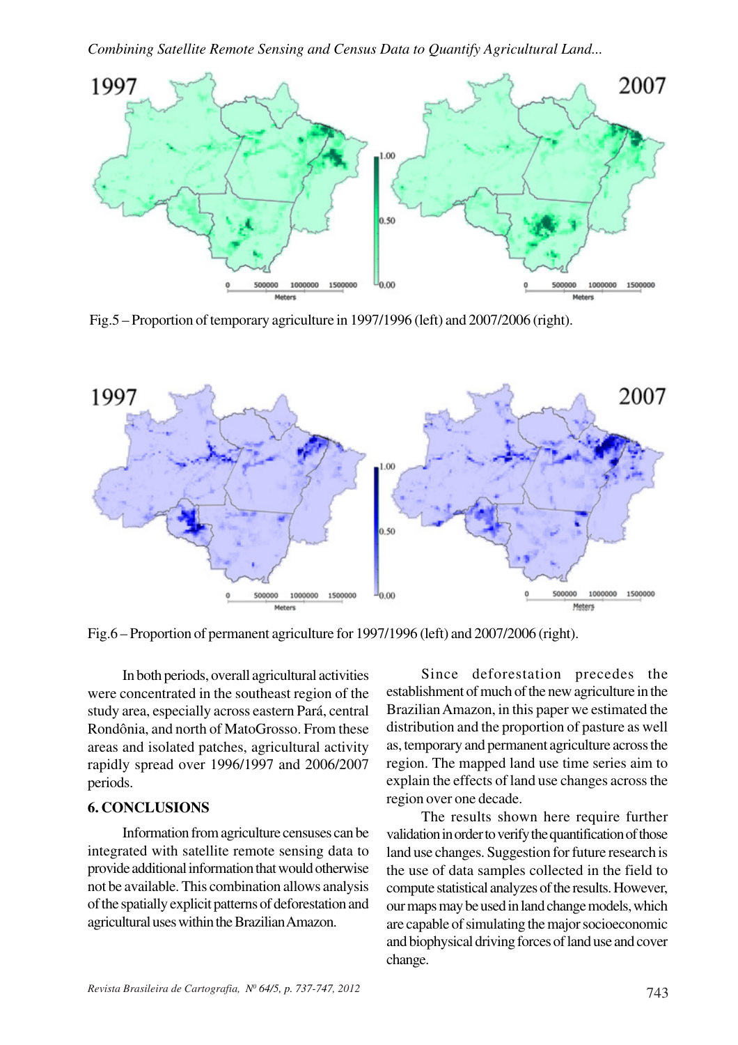Fig.5 – Proportion of temporary agriculture in 1997/1996 (left) and 2007/2006 (right).

Fig.6 – Proportion of permanent agriculture for 1997/1996 (left) and 2007/2006 (right).

In both periods, overall agricultural activities were concentrated in the southeast region of the study area, especially across eastern Pará, central Rondônia, and north of MatoGrosso. From these areas and isolated patches, agricultural activity rapidly spread over 1996/1997 and 2006/2007 periods.

## 6. CONCLUSIONS

Information from agriculture censuses can be integrated with satellite remote sensing data to provide additional information that would otherwise not be available. This combination allows analysis of the spatially explicit patterns of deforestation and agricultural uses within the Brazilian Amazon.

Since deforestation precedes the establishment of much of the new agriculture in the Brazilian Amazon, in this paper we estimated the distribution and the proportion of pasture as well as, temporary and permanent agriculture across the region. The mapped land use time series aim to explain the effects of land use changes across the region over one decade.

The results shown here require further validation in order to verify the quantification of those land use changes. Suggestion for future research is the use of data samples collected in the field to compute statistical analyzes of the results. However, our maps may be used in land change models, which are capable of simulating the major socioeconomic and biophysical driving forces of land use and cover change.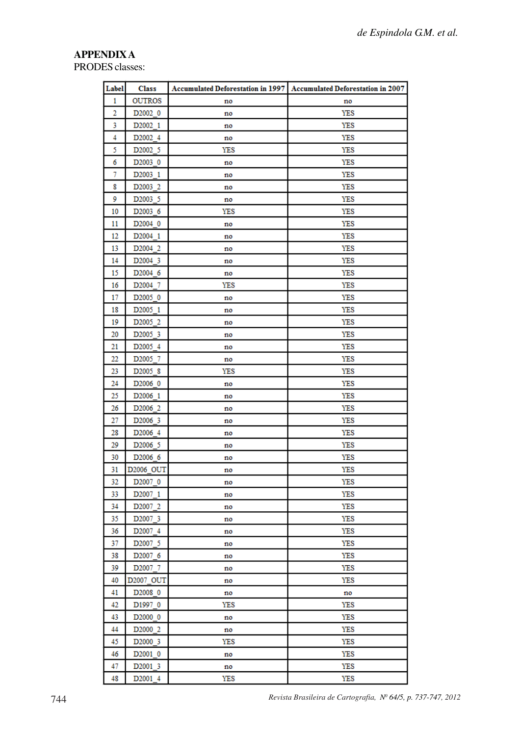**APPENDIX A**

PRODES classes:

| Label | Class | Accumulated Deforestation in 1997 | Accumulated Deforestation in 2007 |
|---|---|---|---|
| 1 | OUTROS | no | no |
| 2 | D2002_0 | no | YES |
| 3 | D2002_1 | no | YES |
| 4 | D2002_4 | no | YES |
| 5 | D2002_5 | YES | YES |
| 6 | D2003_0 | no | YES |
| 7 | D2003_1 | no | YES |
| 8 | D2003_2 | no | YES |
| 9 | D2003_5 | no | YES |
| 10 | D2003_6 | YES | YES |
| 11 | D2004_0 | no | YES |
| 12 | D2004_1 | no | YES |
| 13 | D2004_2 | no | YES |
| 14 | D2004_3 | no | YES |
| 15 | D2004_6 | no | YES |
| 16 | D2004_7 | YES | YES |
| 17 | D2005_0 | no | YES |
| 18 | D2005_1 | no | YES |
| 19 | D2005_2 | no | YES |
| 20 | D2005_3 | no | YES |
| 21 | D2005_4 | no | YES |
| 22 | D2005_7 | no | YES |
| 23 | D2005_8 | YES | YES |
| 24 | D2006_0 | no | YES |
| 25 | D2006_1 | no | YES |
| 26 | D2006_2 | no | YES |
| 27 | D2006_3 | no | YES |
| 28 | D2006_4 | no | YES |
| 29 | D2006_5 | no | YES |
| 30 | D2006_6 | no | YES |
| 31 | D2006_OUT | no | YES |
| 32 | D2007_0 | no | YES |
| 33 | D2007_1 | no | YES |
| 34 | D2007_2 | no | YES |
| 35 | D2007_3 | no | YES |
| 36 | D2007_4 | no | YES |
| 37 | D2007_5 | no | YES |
| 38 | D2007_6 | no | YES |
| 39 | D2007_7 | no | YES |
| 40 | D2007_OUT | no | YES |
| 41 | D2008_0 | no | no |
| 42 | D1997_0 | YES | YES |
| 43 | D2000_0 | no | YES |
| 44 | D2000_2 | no | YES |
| 45 | D2000_3 | YES | YES |
| 46 | D2001_0 | no | YES |
| 47 | D2001_3 | no | YES |
| 48 | D2001_4 | YES | YES |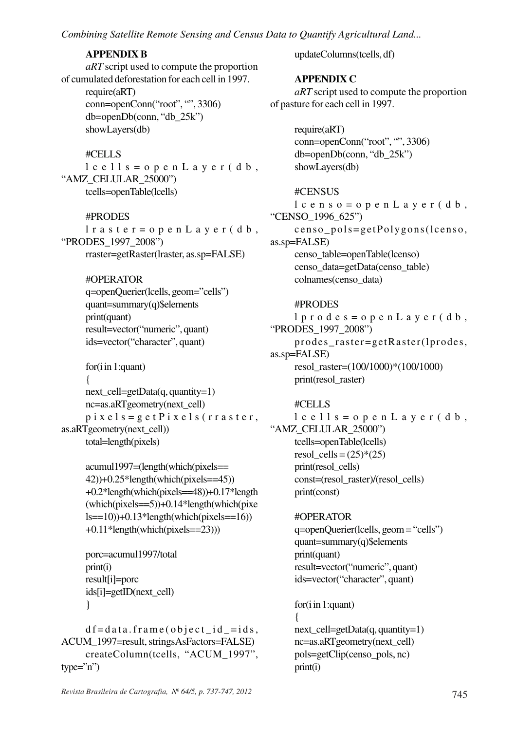## APPENDIX B

*aRT* script used to compute the proportion of cumulated deforestation for each cell in 1997.

```
require(aRT)
conn=openConn("root", "", 3306)
db=openDb(conn, "db_25k")
showLayers(db)

#CELLS
lcells=openLayer(db, "AMZ_CELULAR_25000")
tcells=openTable(lcells)

#PRODES
lraster=openLayer(db, "PRODES_1997_2008")
rraster=getRaster(lraster, as.sp=FALSE)

#OPERATOR
q=openQuerier(lcells, geom="cells")
quant=summary(q)$elements
print(quant)
result=vector("numeric", quant)
ids=vector("character", quant)

for(i in 1:quant)
{
next_cell=getData(q, quantity=1)
nc=as.aRTgeometry(next_cell)
pixels=getPixels(rraster, as.aRTgeometry(next_cell))
total=length(pixels)

acumul1997=(length(which(pixels==42))+0.25*length(which(pixels==45))+0.2*length(which(pixels==48))+0.17*length(which(pixels==5))+0.14*length(which(pixels==10))+0.13*length(which(pixels==16))+0.11*length(which(pixels==23)))

porc=acumul1997/total
print(i)
result[i]=porc
ids[i]=getID(next_cell)
}

df=data.frame(object_id_=ids, ACUM_1997=result, stringsAsFactors=FALSE)
createColumn(tcells, "ACUM_1997", type="n")
updateColumns(tcells, df)
```

## APPENDIX C

*aRT* script used to compute the proportion of pasture for each cell in 1997.

```
require(aRT)
conn=openConn("root", "", 3306)
db=openDb(conn, "db_25k")
showLayers(db)

#CENSUS
lcenso=openLayer(db, "CENSO_1996_625")
censo_pols=getPolygons(lcenso, as.sp=FALSE)
censo_table=openTable(lcenso)
censo_data=getData(censo_table)
colnames(censo_data)

#PRODES
lprodes=openLayer(db, "PRODES_1997_2008")
prodes_raster=getRaster(lprodes, as.sp=FALSE)
resol_raster=(100/1000)*(100/1000)
print(resol_raster)

#CELLS
lcells=openLayer(db, "AMZ_CELULAR_25000")
tcells=openTable(lcells)
resol_cells = (25)*(25)
print(resol_cells)
const=(resol_raster)/(resol_cells)
print(const)

#OPERATOR
q=openQuerier(lcells, geom = "cells")
quant=summary(q)$elements
print(quant)
result=vector("numeric", quant)
ids=vector("character", quant)

for(i in 1:quant)
{
next_cell=getData(q, quantity=1)
nc=as.aRTgeometry(next_cell)
pols=getClip(censo_pols, nc)
print(i)
```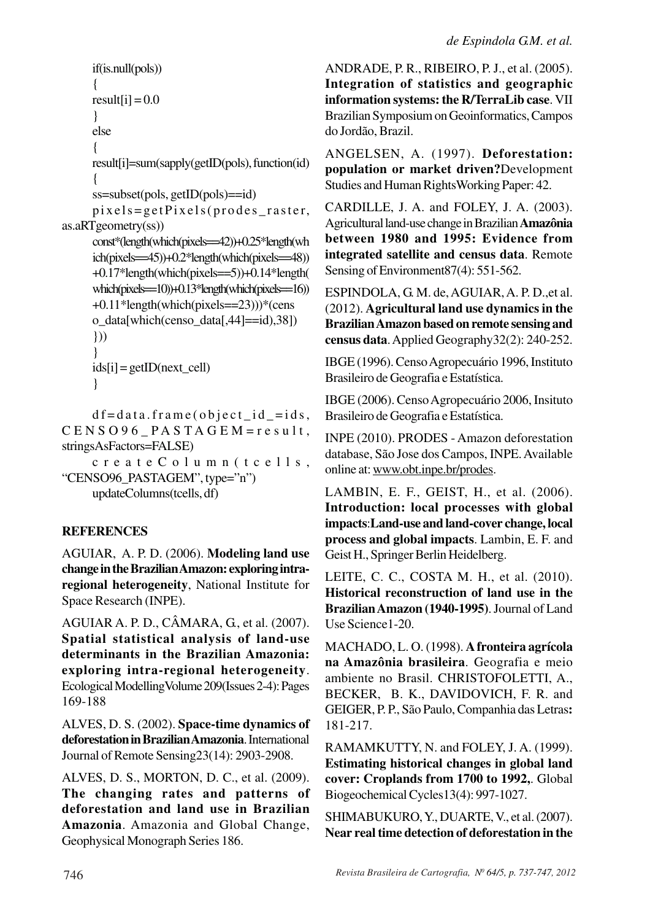```
if(is.null(pols))
{
result[i] = 0.0
}
else
{
result[i]=sum(sapply(getID(pols), function(id)
{
ss=subset(pols, getID(pols)==id)
pixels=getPixels(prodes_raster, as.aRTgeometry(ss))
const*(length(which(pixels==42))+0.25*length(which(pixels==45))+0.2*length(which(pixels==48))
+0.17*length(which(pixels==5))+0.14*length(which(pixels==10))+0.13*length(which(pixels==16))
+0.11*length(which(pixels==23)))*(censo_data[which(censo_data[,44]==id),38])
}))
}
ids[i] = getID(next_cell)
}

df=data.frame(object_id_=ids, CENSO96_PASTAGEM=result, stringsAsFactors=FALSE)
createColumn(tcells, "CENSO96_PASTAGEM", type="n")
updateColumns(tcells, df)
```

## REFERENCES

AGUIAR, A. P. D. (2006). **Modeling land use change in the Brazilian Amazon: exploring intra-regional heterogeneity**, National Institute for Space Research (INPE).

AGUIAR A. P. D., CÂMARA, G., et al. (2007). **Spatial statistical analysis of land-use determinants in the Brazilian Amazonia: exploring intra-regional heterogeneity**. Ecological Modelling Volume 209(Issues 2-4): Pages 169-188

ALVES, D. S. (2002). **Space-time dynamics of deforestation in Brazilian Amazonia**. International Journal of Remote Sensing23(14): 2903-2908.

ALVES, D. S., MORTON, D. C., et al. (2009). **The changing rates and patterns of deforestation and land use in Brazilian Amazonia**. Amazonia and Global Change, Geophysical Monograph Series 186.

ANDRADE, P. R., RIBEIRO, P. J., et al. (2005). **Integration of statistics and geographic information systems: the R/TerraLib case**. VII Brazilian Symposium on Geoinformatics, Campos do Jordão, Brazil.

ANGELSEN, A. (1997). **Deforestation: population or market driven?**Development Studies and Human RightsWorking Paper: 42.

CARDILLE, J. A. and FOLEY, J. A. (2003). Agricultural land-use change in Brazilian **Amazônia between 1980 and 1995: Evidence from integrated satellite and census data**. Remote Sensing of Environment87(4): 551-562.

ESPINDOLA, G. M. de, AGUIAR, A. P. D.,et al. (2012). **Agricultural land use dynamics in the Brazilian Amazon based on remote sensing and census data**. Applied Geography32(2): 240-252.

IBGE (1996). Censo Agropecuário 1996, Instituto Brasileiro de Geografia e Estatística.

IBGE (2006). Censo Agropecuário 2006, Insituto Brasileiro de Geografia e Estatística.

INPE (2010). PRODES - Amazon deforestation database, São Jose dos Campos, INPE. Available online at: www.obt.inpe.br/prodes.

LAMBIN, E. F., GEIST, H., et al. (2006). **Introduction: local processes with global impacts**:**Land-use and land-cover change, local process and global impacts**. Lambin, E. F. and Geist H., Springer Berlin Heidelberg.

LEITE, C. C., COSTA M. H., et al. (2010). **Historical reconstruction of land use in the Brazilian Amazon (1940-1995)**. Journal of Land Use Science1-20.

MACHADO, L. O. (1998). **A fronteira agrícola na Amazônia brasileira**. Geografia e meio ambiente no Brasil. CHRISTOFOLETTI, A., BECKER, B. K., DAVIDOVICH, F. R. and GEIGER, P. P., São Paulo, Companhia das Letras**:** 181-217.

RAMAMKUTTY, N. and FOLEY, J. A. (1999). **Estimating historical changes in global land cover: Croplands from 1700 to 1992,**. Global Biogeochemical Cycles13(4): 997-1027.

SHIMABUKURO, Y., DUARTE, V., et al. (2007). **Near real time detection of deforestation in the**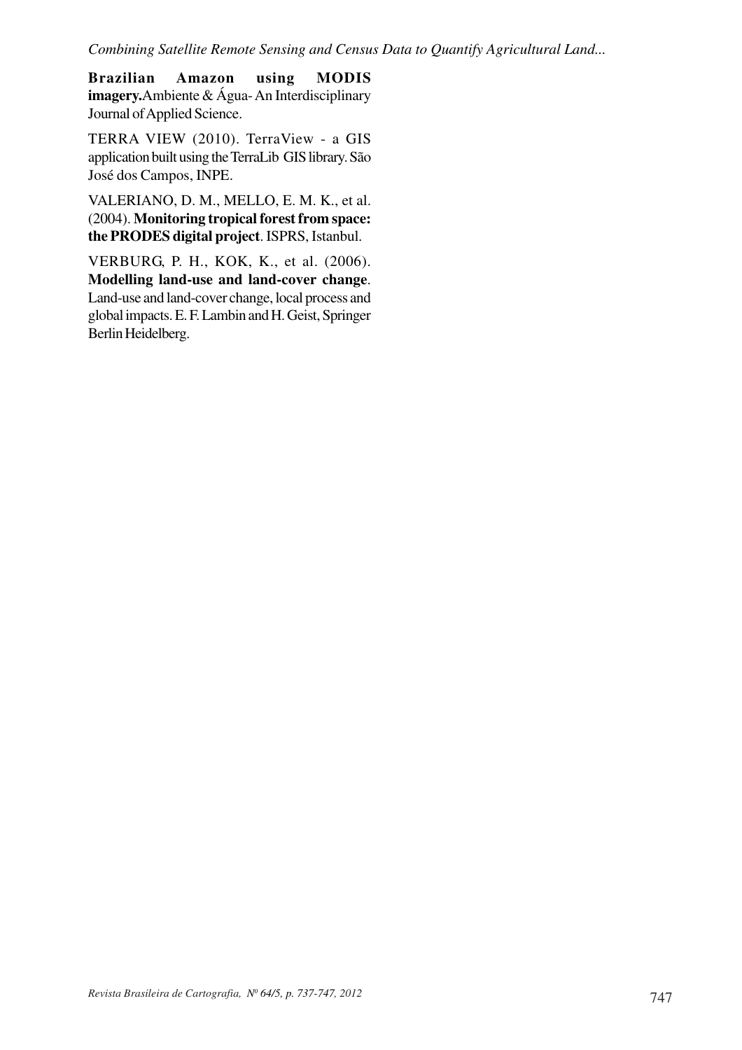**Brazilian Amazon using MODIS imagery.** Ambiente & Água- An Interdisciplinary Journal of Applied Science.

TERRA VIEW (2010). TerraView - a GIS application built using the TerraLib GIS library. São José dos Campos, INPE.

VALERIANO, D. M., MELLO, E. M. K., et al. (2004). **Monitoring tropical forest from space: the PRODES digital project**. ISPRS, Istanbul.

VERBURG, P. H., KOK, K., et al. (2006). **Modelling land-use and land-cover change**. Land-use and land-cover change, local process and global impacts. E. F. Lambin and H. Geist, Springer Berlin Heidelberg.